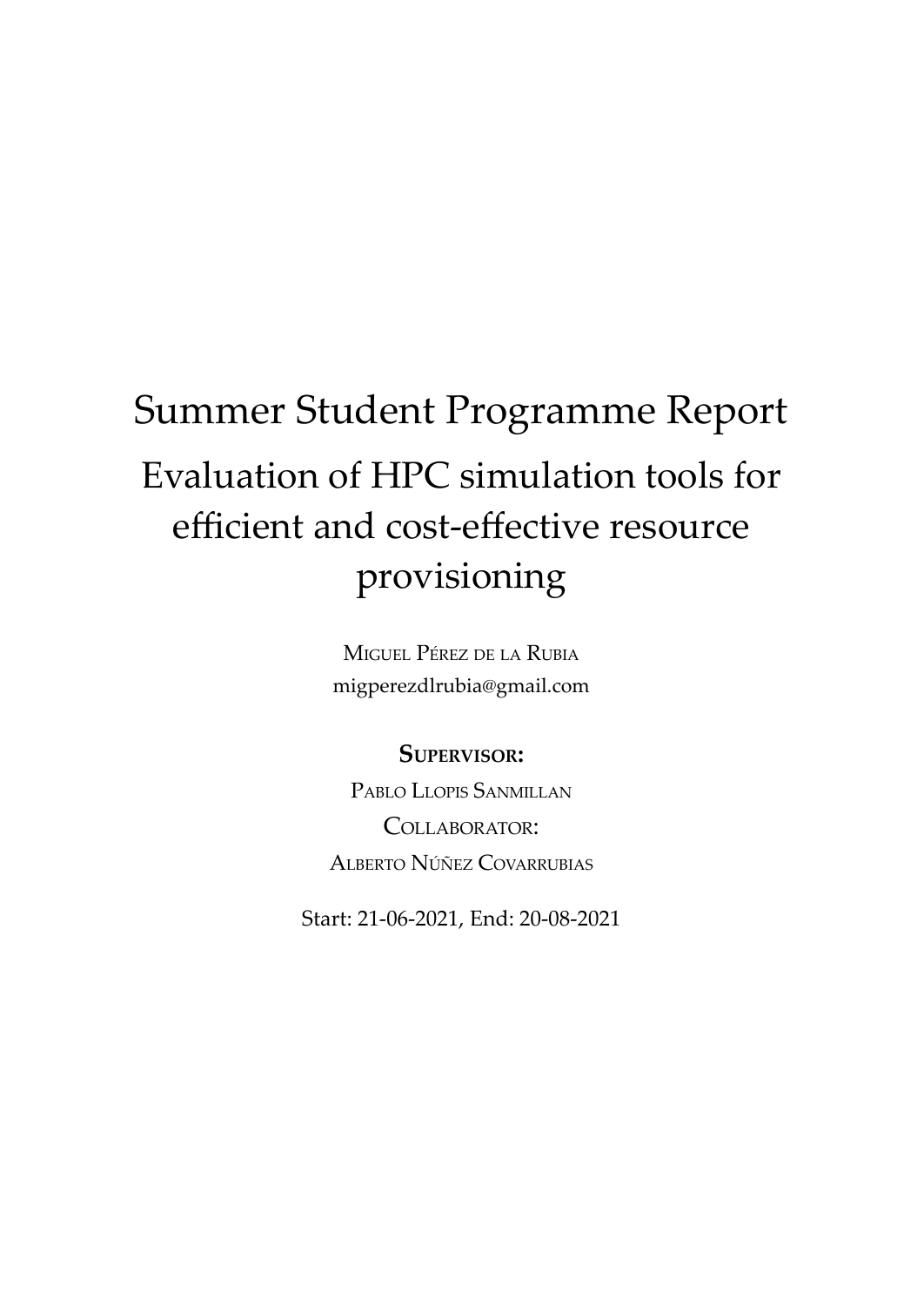# Summer Student Programme Report

## Evaluation of HPC simulation tools for efficient and cost-effective resource provisioning

Miguel Pérez de la Rubia
migperezdlrubia@gmail.com

**Supervisor:**

Pablo Llopis Sanmillan

Collaborator:

Alberto Núñez Covarrubias

Start: 21-06-2021, End: 20-08-2021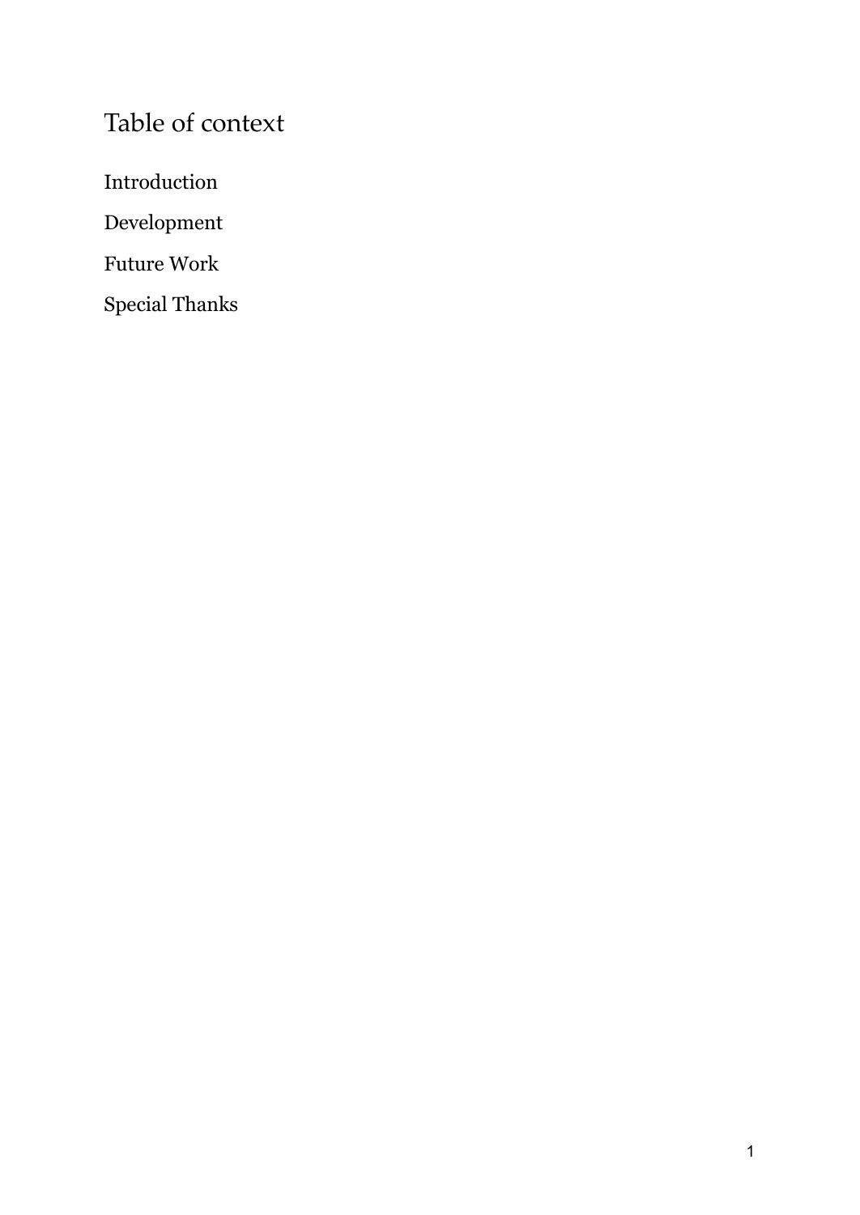# Table of context

Introduction

Development

Future Work

Special Thanks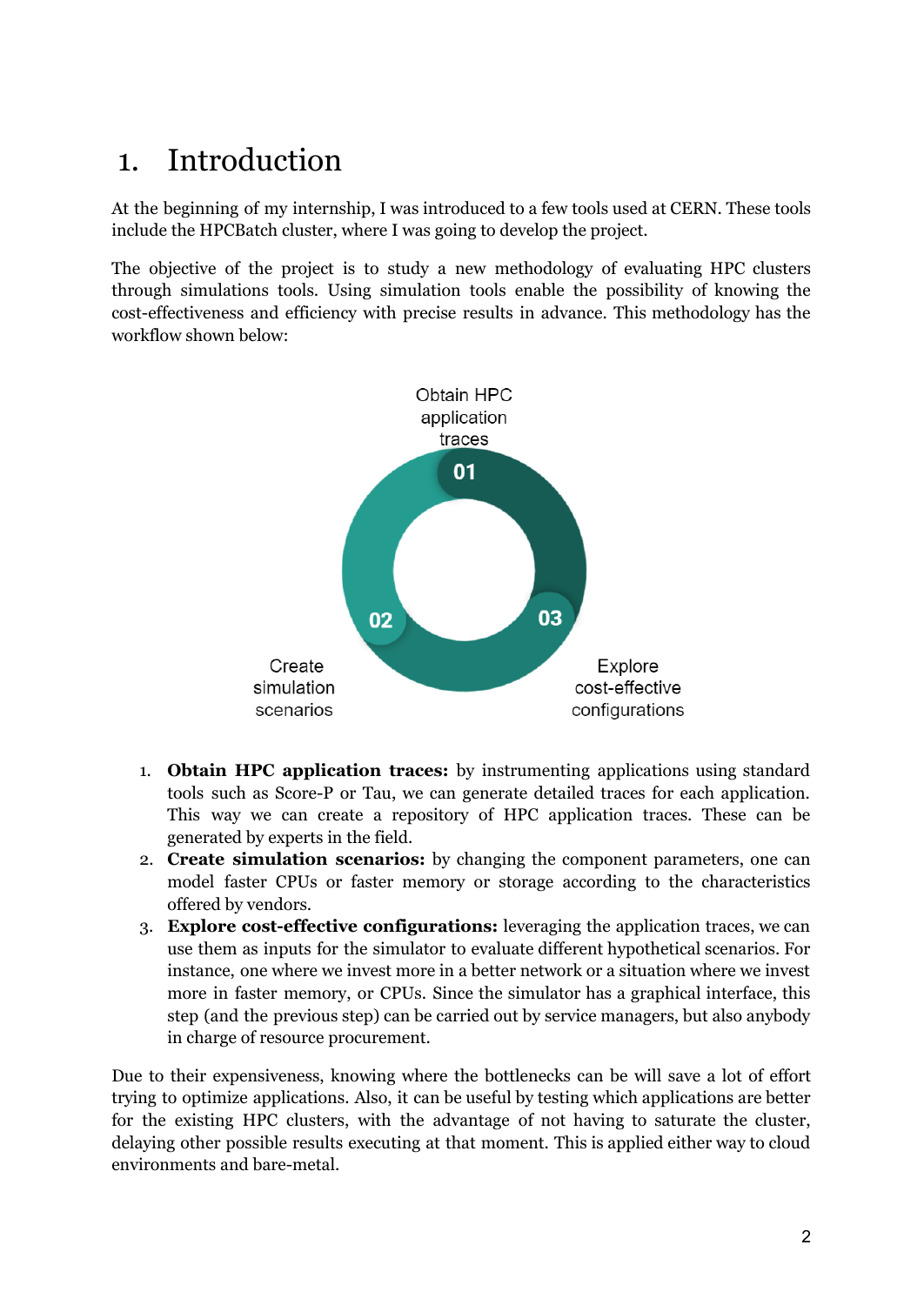# 1. Introduction

At the beginning of my internship, I was introduced to a few tools used at CERN. These tools include the HPCBatch cluster, where I was going to develop the project.

The objective of the project is to study a new methodology of evaluating HPC clusters through simulations tools. Using simulation tools enable the possibility of knowing the cost-effectiveness and efficiency with precise results in advance. This methodology has the workflow shown below:

Obtain HPC application traces

01

02

03

Create simulation scenarios

Explore cost-effective configurations

1. **Obtain HPC application traces:** by instrumenting applications using standard tools such as Score-P or Tau, we can generate detailed traces for each application. This way we can create a repository of HPC application traces. These can be generated by experts in the field.
2. **Create simulation scenarios:** by changing the component parameters, one can model faster CPUs or faster memory or storage according to the characteristics offered by vendors.
3. **Explore cost-effective configurations:** leveraging the application traces, we can use them as inputs for the simulator to evaluate different hypothetical scenarios. For instance, one where we invest more in a better network or a situation where we invest more in faster memory, or CPUs. Since the simulator has a graphical interface, this step (and the previous step) can be carried out by service managers, but also anybody in charge of resource procurement.

Due to their expensiveness, knowing where the bottlenecks can be will save a lot of effort trying to optimize applications. Also, it can be useful by testing which applications are better for the existing HPC clusters, with the advantage of not having to saturate the cluster, delaying other possible results executing at that moment. This is applied either way to cloud environments and bare-metal.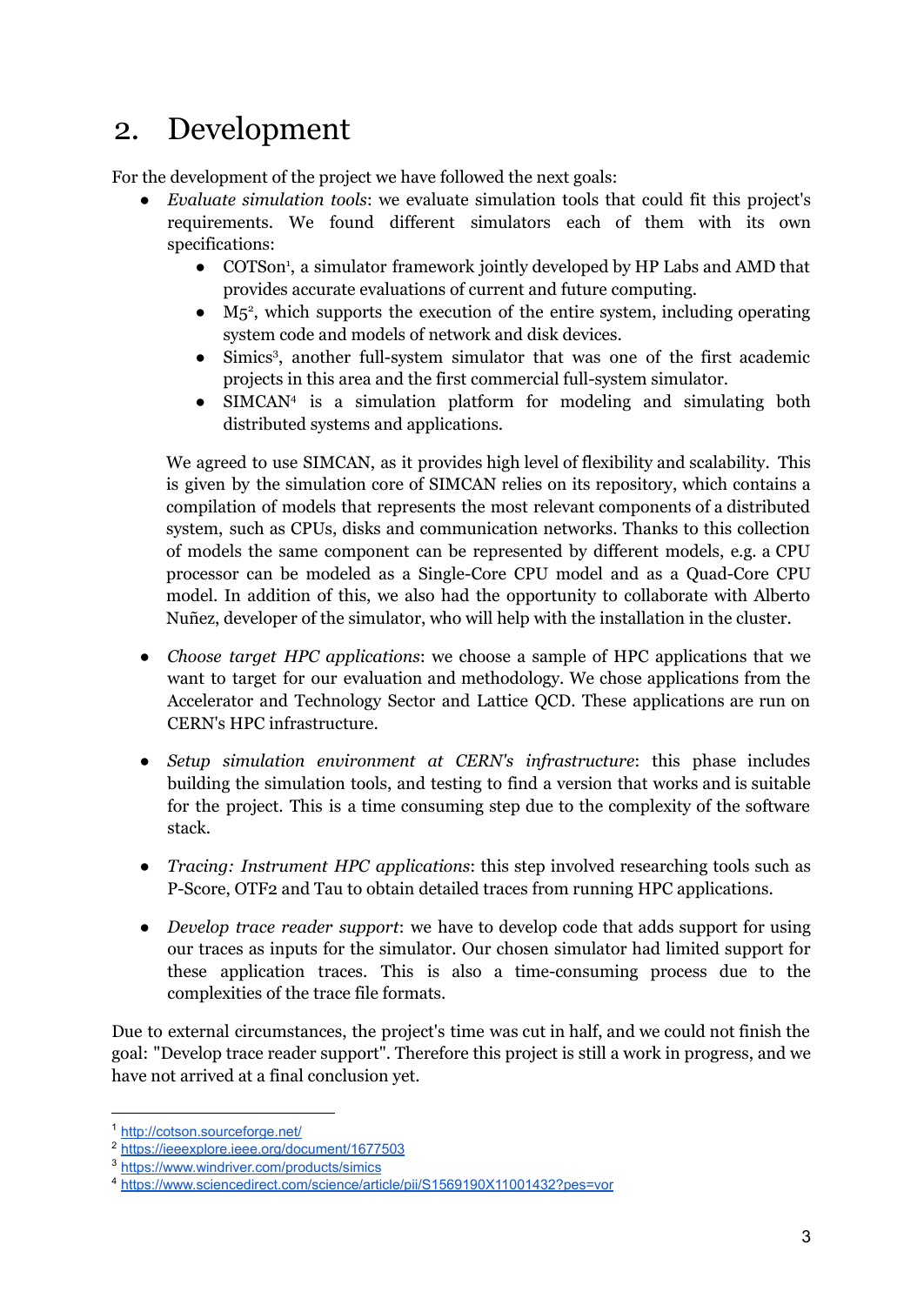# 2. Development

For the development of the project we have followed the next goals:

- *Evaluate simulation tools*: we evaluate simulation tools that could fit this project's requirements. We found different simulators each of them with its own specifications:
  - COTSon[1], a simulator framework jointly developed by HP Labs and AMD that provides accurate evaluations of current and future computing.
  - M5[2], which supports the execution of the entire system, including operating system code and models of network and disk devices.
  - Simics[3], another full-system simulator that was one of the first academic projects in this area and the first commercial full-system simulator.
  - SIMCAN[4] is a simulation platform for modeling and simulating both distributed systems and applications.

  We agreed to use SIMCAN, as it provides high level of flexibility and scalability. This is given by the simulation core of SIMCAN relies on its repository, which contains a compilation of models that represents the most relevant components of a distributed system, such as CPUs, disks and communication networks. Thanks to this collection of models the same component can be represented by different models, e.g. a CPU processor can be modeled as a Single-Core CPU model and as a Quad-Core CPU model. In addition of this, we also had the opportunity to collaborate with Alberto Nuñez, developer of the simulator, who will help with the installation in the cluster.

- *Choose target HPC applications*: we choose a sample of HPC applications that we want to target for our evaluation and methodology. We chose applications from the Accelerator and Technology Sector and Lattice QCD. These applications are run on CERN's HPC infrastructure.

- *Setup simulation environment at CERN's infrastructure*: this phase includes building the simulation tools, and testing to find a version that works and is suitable for the project. This is a time consuming step due to the complexity of the software stack.

- *Tracing: Instrument HPC applications*: this step involved researching tools such as P-Score, OTF2 and Tau to obtain detailed traces from running HPC applications.

- *Develop trace reader support*: we have to develop code that adds support for using our traces as inputs for the simulator. Our chosen simulator had limited support for these application traces. This is also a time-consuming process due to the complexities of the trace file formats.

Due to external circumstances, the project's time was cut in half, and we could not finish the goal: "Develop trace reader support". Therefore this project is still a work in progress, and we have not arrived at a final conclusion yet.

---

[1] http://cotson.sourceforge.net/

[2] https://ieeexplore.ieee.org/document/1677503

[3] https://www.windriver.com/products/simics

[4] https://www.sciencedirect.com/science/article/pii/S1569190X11001432?pes=vor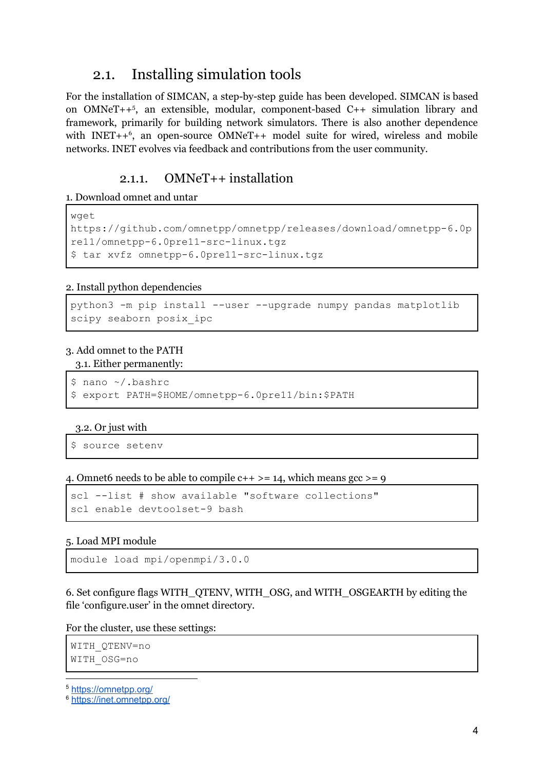## 2.1. Installing simulation tools

For the installation of SIMCAN, a step-by-step guide has been developed. SIMCAN is based on OMNeT++[5], an extensible, modular, component-based C++ simulation library and framework, primarily for building network simulators. There is also another dependence with INET++[6], an open-source OMNeT++ model suite for wired, wireless and mobile networks. INET evolves via feedback and contributions from the user community.

### 2.1.1. OMNeT++ installation

1. Download omnet and untar

```
wget
https://github.com/omnetpp/omnetpp/releases/download/omnetpp-6.0pre11/omnetpp-6.0pre11-src-linux.tgz
$ tar xvfz omnetpp-6.0pre11-src-linux.tgz
```

2. Install python dependencies

```
python3 -m pip install --user --upgrade numpy pandas matplotlib
scipy seaborn posix_ipc
```

3. Add omnet to the PATH

3.1. Either permanently:

```
$ nano ~/.bashrc
$ export PATH=$HOME/omnetpp-6.0pre11/bin:$PATH
```

3.2. Or just with

```
$ source setenv
```

4. Omnet6 needs to be able to compile c++ >= 14, which means gcc >= 9

```
scl --list # show available "software collections"
scl enable devtoolset-9 bash
```

5. Load MPI module

```
module load mpi/openmpi/3.0.0
```

6. Set configure flags WITH_QTENV, WITH_OSG, and WITH_OSGEARTH by editing the file 'configure.user' in the omnet directory.

For the cluster, use these settings:

```
WITH_QTENV=no
WITH_OSG=no
```

[5] https://omnetpp.org/

[6] https://inet.omnetpp.org/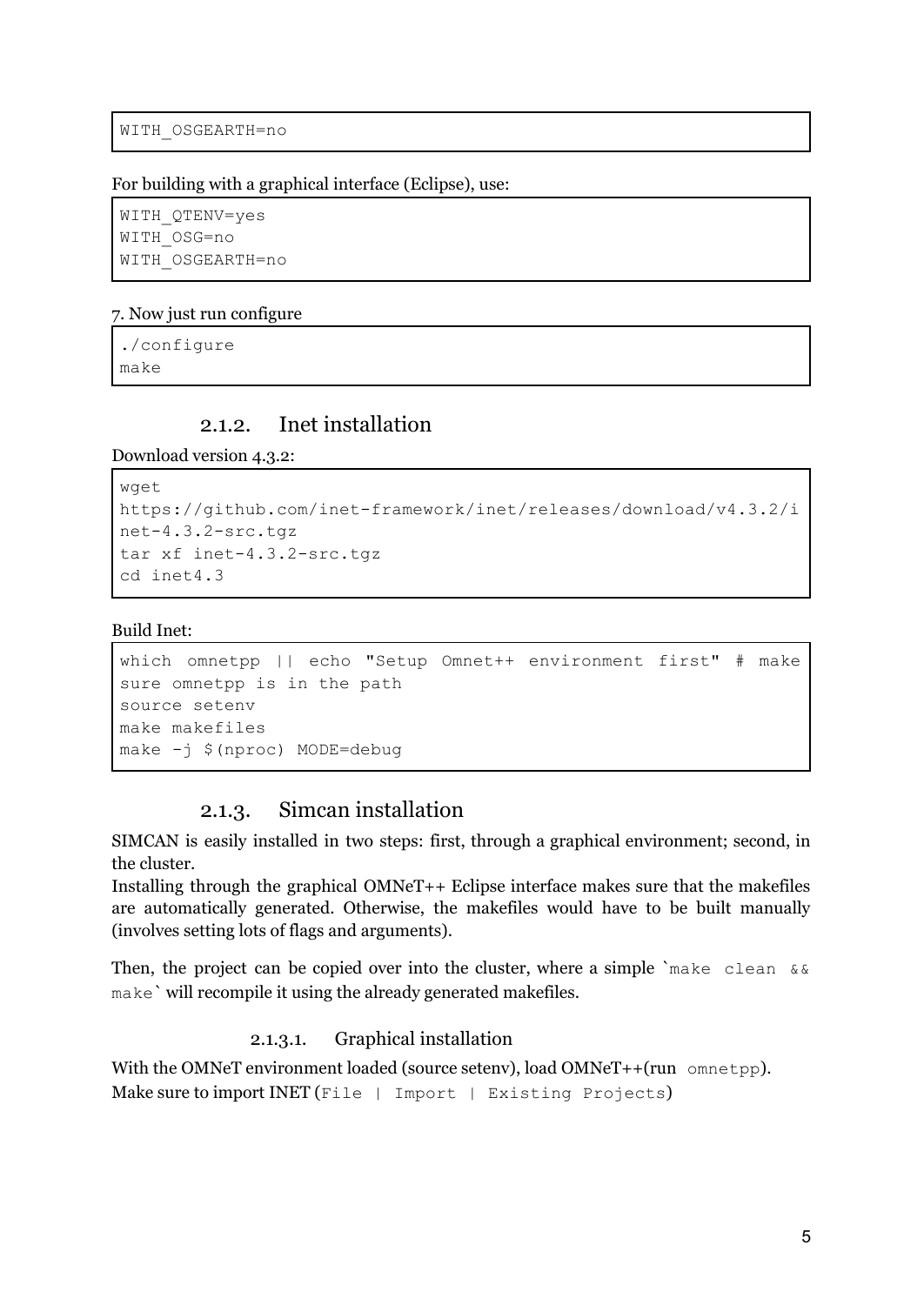```
WITH_OSGEARTH=no
```

For building with a graphical interface (Eclipse), use:

```
WITH_QTENV=yes
WITH_OSG=no
WITH_OSGEARTH=no
```

7. Now just run configure

```
./configure
make
```

### 2.1.2. Inet installation

Download version 4.3.2:

```
wget
https://github.com/inet-framework/inet/releases/download/v4.3.2/inet-4.3.2-src.tgz
tar xf inet-4.3.2-src.tgz
cd inet4.3
```

Build Inet:

```
which omnetpp || echo "Setup Omnet++ environment first" # make sure omnetpp is in the path
source setenv
make makefiles
make -j $(nproc) MODE=debug
```

### 2.1.3. Simcan installation

SIMCAN is easily installed in two steps: first, through a graphical environment; second, in the cluster.

Installing through the graphical OMNeT++ Eclipse interface makes sure that the makefiles are automatically generated. Otherwise, the makefiles would have to be built manually (involves setting lots of flags and arguments).

Then, the project can be copied over into the cluster, where a simple `make clean && make` will recompile it using the already generated makefiles.

#### 2.1.3.1. Graphical installation

With the OMNeT environment loaded (source setenv), load OMNeT++(run `omnetpp`).
Make sure to import INET (`File | Import | Existing Projects`)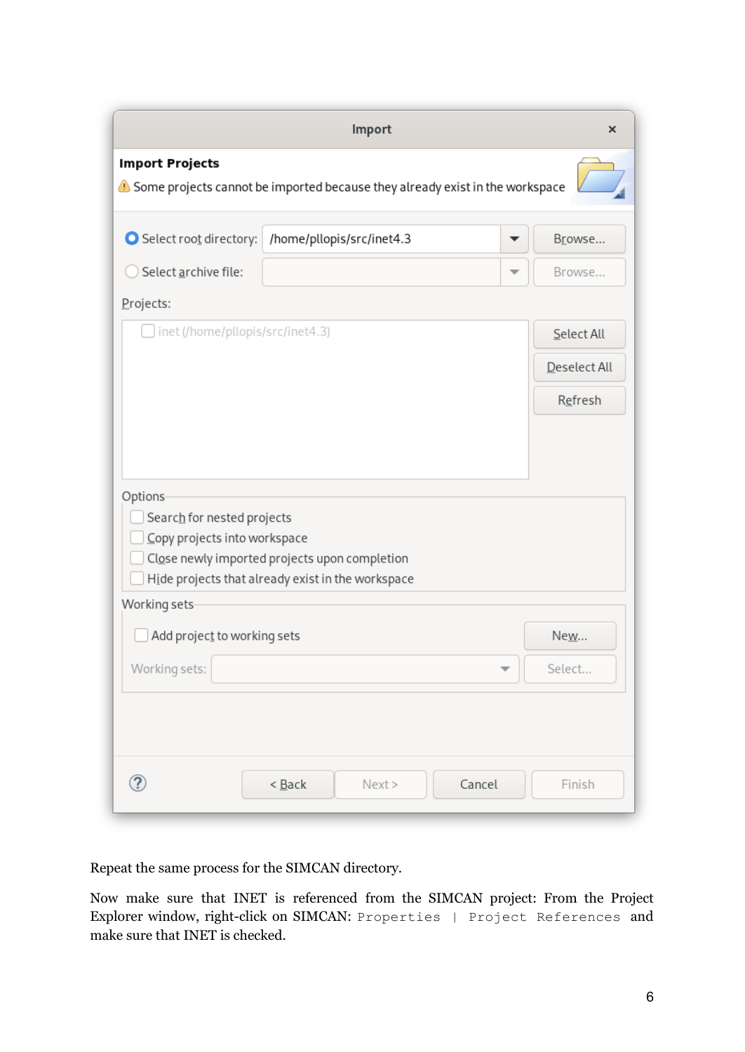Repeat the same process for the SIMCAN directory.

Now make sure that INET is referenced from the SIMCAN project: From the Project Explorer window, right-click on SIMCAN: `Properties | Project References` and make sure that INET is checked.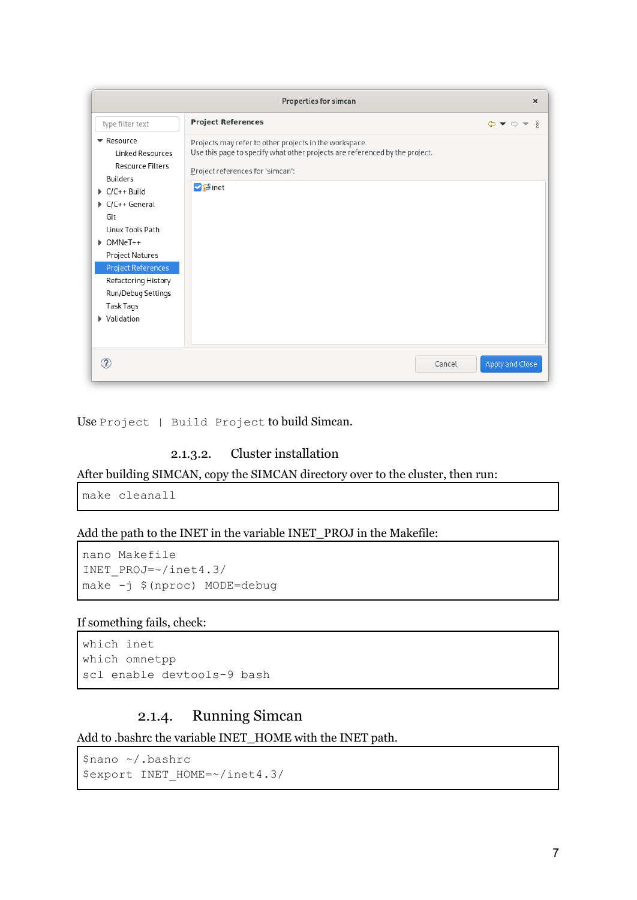Use `Project | Build Project` to build Simcan.

#### 2.1.3.2. Cluster installation

After building SIMCAN, copy the SIMCAN directory over to the cluster, then run:

```
make cleanall
```

Add the path to the INET in the variable INET_PROJ in the Makefile:

```
nano Makefile
INET_PROJ=~/inet4.3/
make -j $(nproc) MODE=debug
```

If something fails, check:

```
which inet
which omnetpp
scl enable devtools-9 bash
```

### 2.1.4. Running Simcan

Add to .bashrc the variable INET_HOME with the INET path.

```
$nano ~/.bashrc
$export INET_HOME=~/inet4.3/
```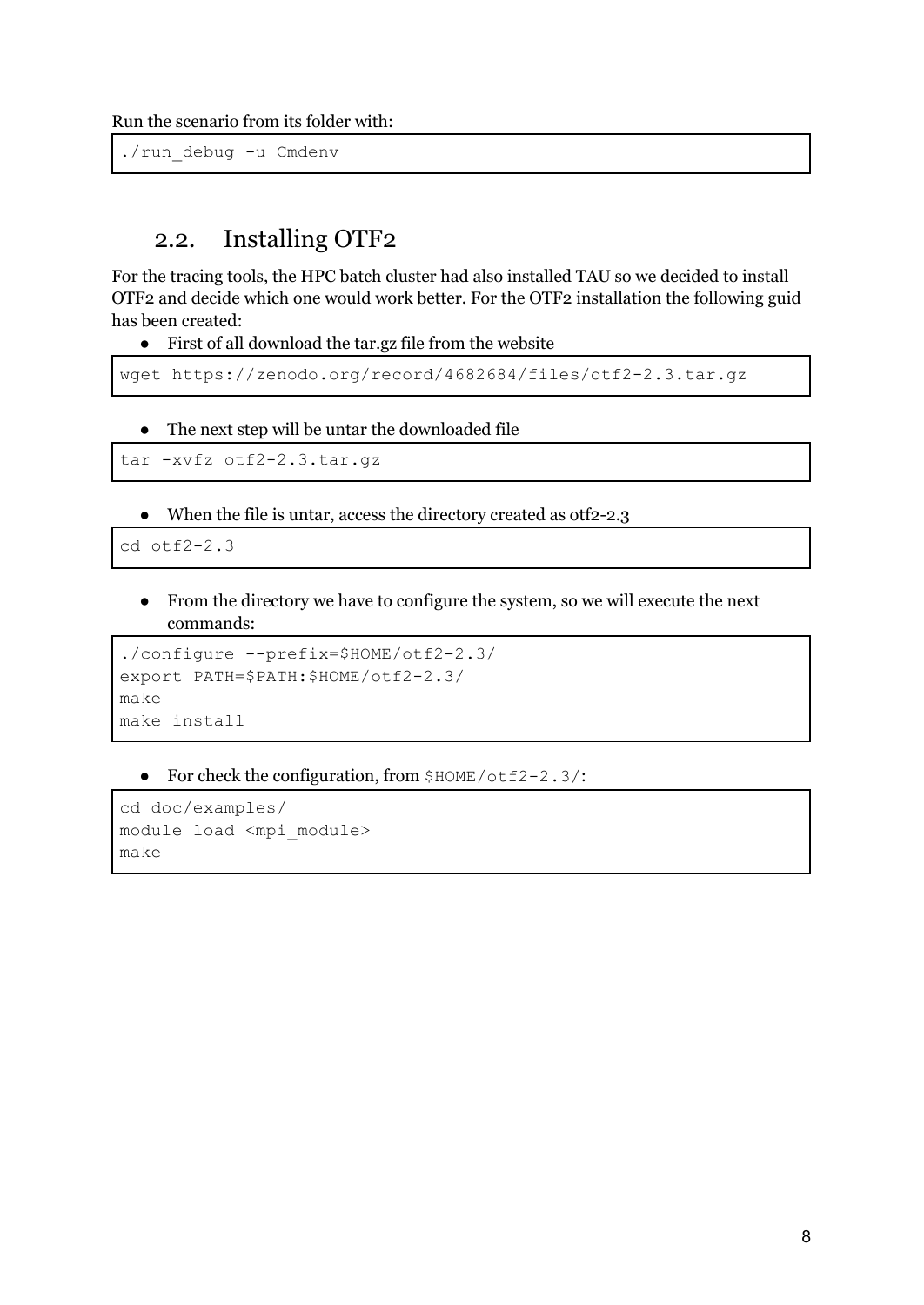Run the scenario from its folder with:

```
./run_debug -u Cmdenv
```

## 2.2. Installing OTF2

For the tracing tools, the HPC batch cluster had also installed TAU so we decided to install OTF2 and decide which one would work better. For the OTF2 installation the following guid has been created:

- First of all download the tar.gz file from the website

```
wget https://zenodo.org/record/4682684/files/otf2-2.3.tar.gz
```

- The next step will be untar the downloaded file

```
tar -xvfz otf2-2.3.tar.gz
```

- When the file is untar, access the directory created as otf2-2.3

```
cd otf2-2.3
```

- From the directory we have to configure the system, so we will execute the next commands:

```
./configure --prefix=$HOME/otf2-2.3/
export PATH=$PATH:$HOME/otf2-2.3/
make
make install
```

- For check the configuration, from `$HOME/otf2-2.3/`:

```
cd doc/examples/
module load <mpi_module>
make
```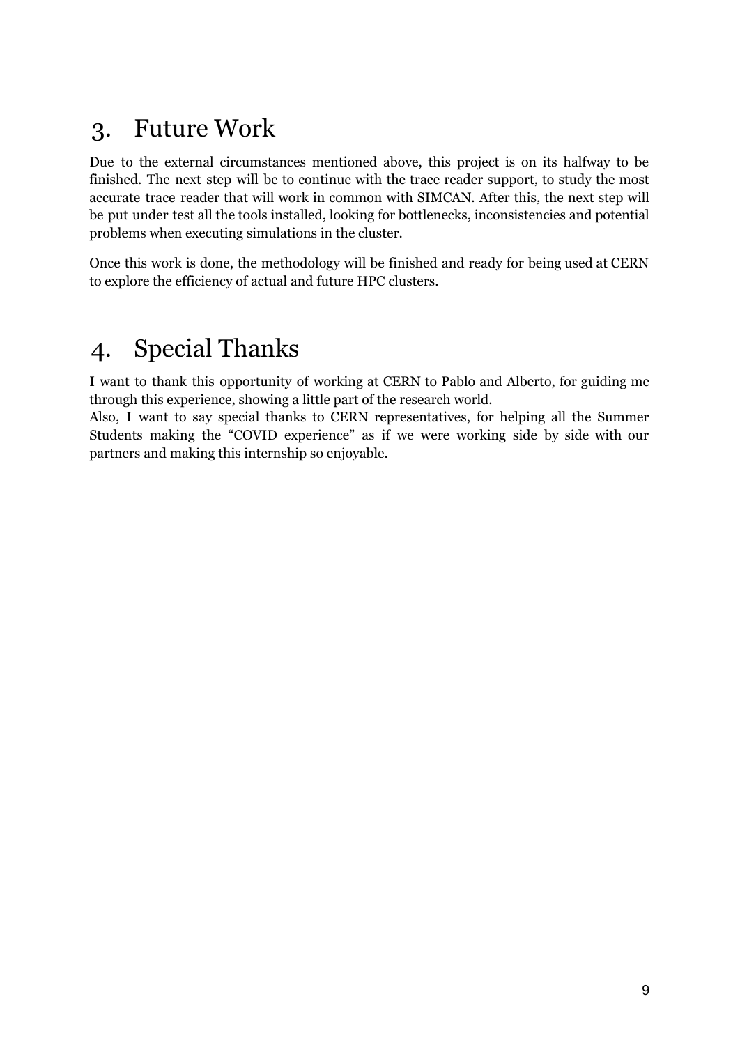# 3. Future Work

Due to the external circumstances mentioned above, this project is on its halfway to be finished. The next step will be to continue with the trace reader support, to study the most accurate trace reader that will work in common with SIMCAN. After this, the next step will be put under test all the tools installed, looking for bottlenecks, inconsistencies and potential problems when executing simulations in the cluster.

Once this work is done, the methodology will be finished and ready for being used at CERN to explore the efficiency of actual and future HPC clusters.

# 4. Special Thanks

I want to thank this opportunity of working at CERN to Pablo and Alberto, for guiding me through this experience, showing a little part of the research world.
Also, I want to say special thanks to CERN representatives, for helping all the Summer Students making the "COVID experience" as if we were working side by side with our partners and making this internship so enjoyable.